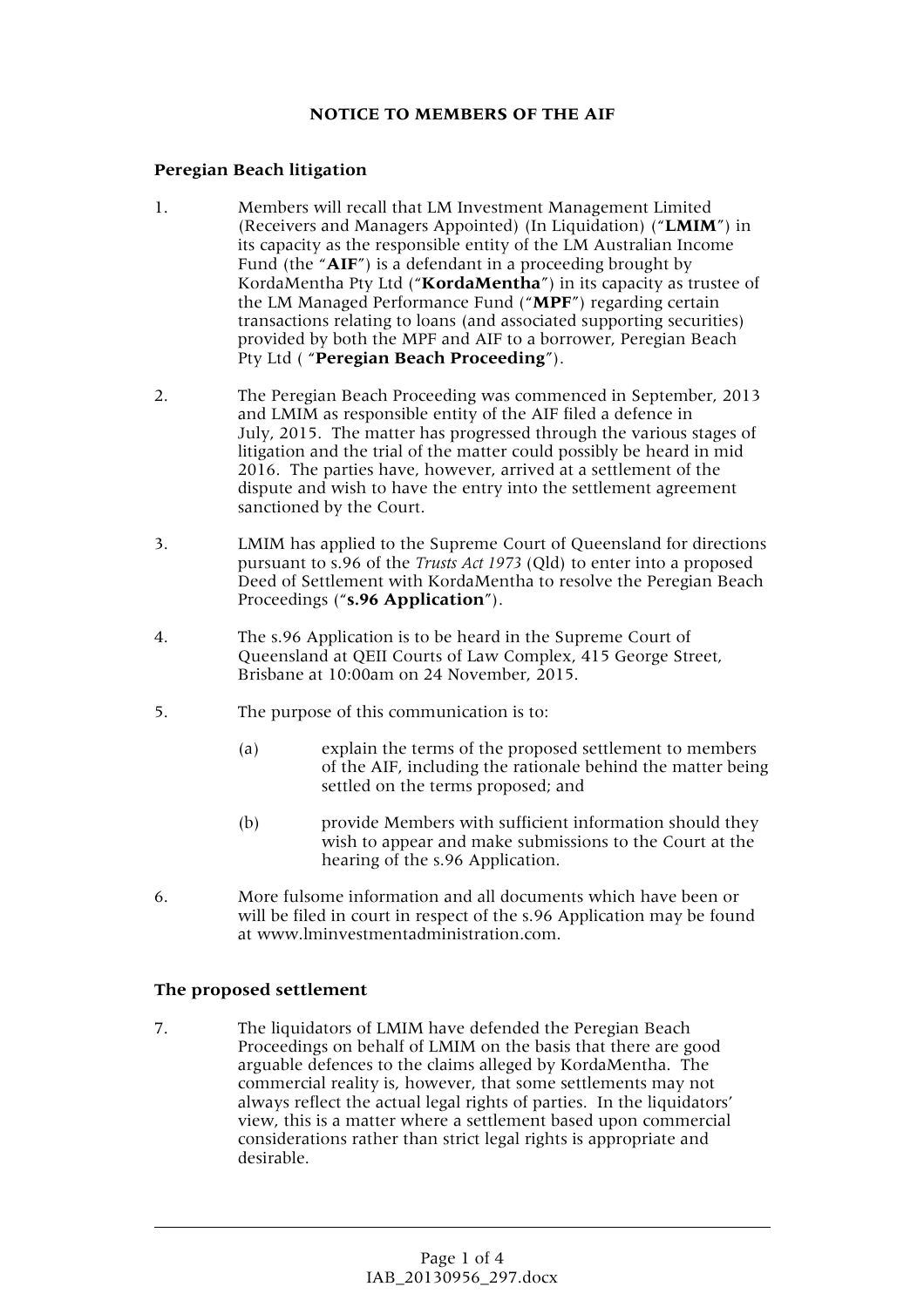**NOTICE TO MEMBERS OF THE AIF**

**Peregian Beach litigation**

1. Members will recall that LM Investment Management Limited (Receivers and Managers Appointed) (In Liquidation) ("**LMIM**") in its capacity as the responsible entity of the LM Australian Income Fund (the "**AIF**") is a defendant in a proceeding brought by KordaMentha Pty Ltd ("**KordaMentha**") in its capacity as trustee of the LM Managed Performance Fund ("**MPF**") regarding certain transactions relating to loans (and associated supporting securities) provided by both the MPF and AIF to a borrower, Peregian Beach Pty Ltd ( "**Peregian Beach Proceeding**").

2. The Peregian Beach Proceeding was commenced in September, 2013 and LMIM as responsible entity of the AIF filed a defence in July, 2015. The matter has progressed through the various stages of litigation and the trial of the matter could possibly be heard in mid 2016. The parties have, however, arrived at a settlement of the dispute and wish to have the entry into the settlement agreement sanctioned by the Court.

3. LMIM has applied to the Supreme Court of Queensland for directions pursuant to s.96 of the *Trusts Act 1973* (Qld) to enter into a proposed Deed of Settlement with KordaMentha to resolve the Peregian Beach Proceedings ("**s.96 Application**").

4. The s.96 Application is to be heard in the Supreme Court of Queensland at QEII Courts of Law Complex, 415 George Street, Brisbane at 10:00am on 24 November, 2015.

5. The purpose of this communication is to:

   (a) explain the terms of the proposed settlement to members of the AIF, including the rationale behind the matter being settled on the terms proposed; and

   (b) provide Members with sufficient information should they wish to appear and make submissions to the Court at the hearing of the s.96 Application.

6. More fulsome information and all documents which have been or will be filed in court in respect of the s.96 Application may be found at www.lminvestmentadministration.com.

**The proposed settlement**

7. The liquidators of LMIM have defended the Peregian Beach Proceedings on behalf of LMIM on the basis that there are good arguable defences to the claims alleged by KordaMentha. The commercial reality is, however, that some settlements may not always reflect the actual legal rights of parties. In the liquidators' view, this is a matter where a settlement based upon commercial considerations rather than strict legal rights is appropriate and desirable.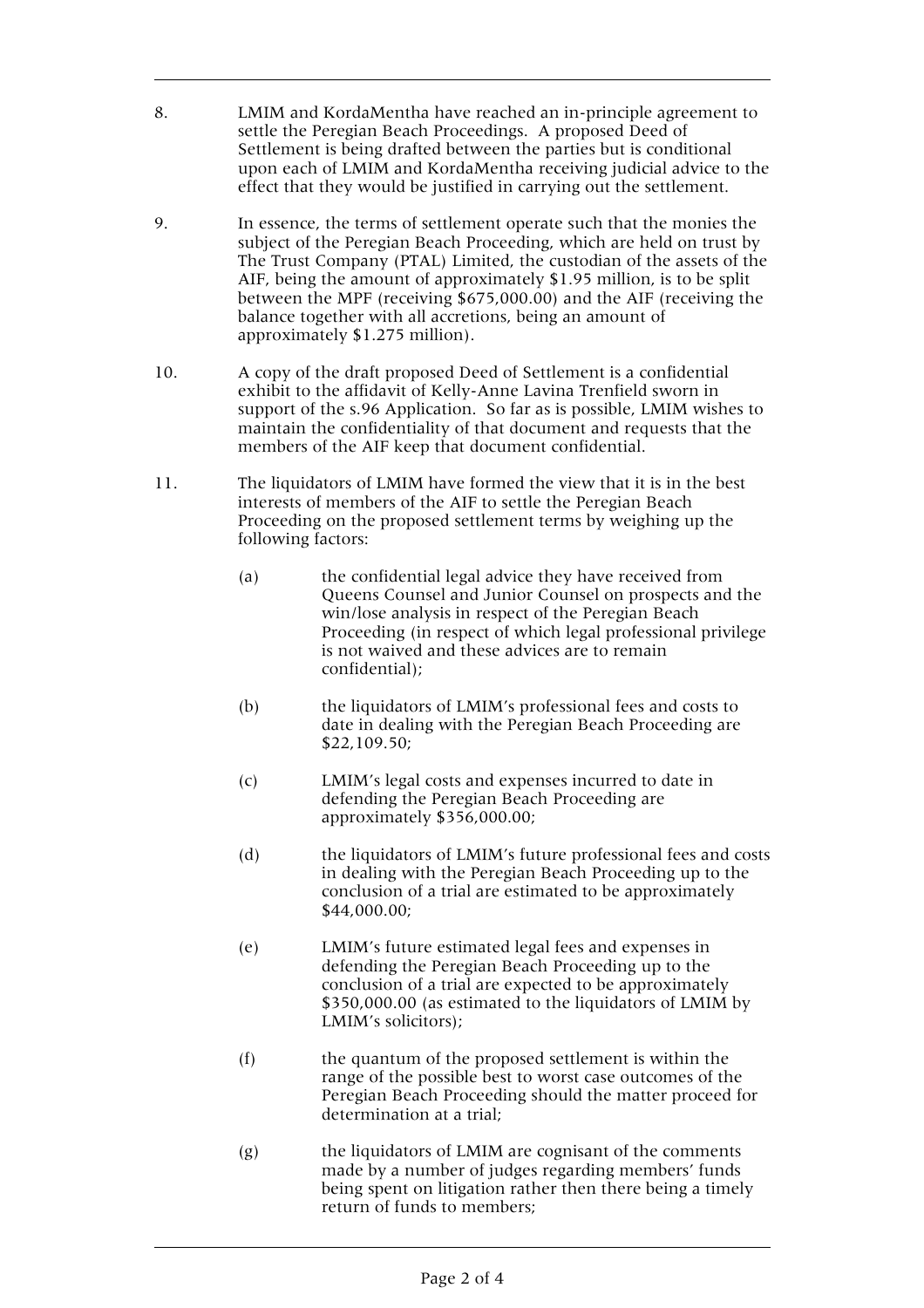8. LMIM and KordaMentha have reached an in-principle agreement to settle the Peregian Beach Proceedings. A proposed Deed of Settlement is being drafted between the parties but is conditional upon each of LMIM and KordaMentha receiving judicial advice to the effect that they would be justified in carrying out the settlement.

9. In essence, the terms of settlement operate such that the monies the subject of the Peregian Beach Proceeding, which are held on trust by The Trust Company (PTAL) Limited, the custodian of the assets of the AIF, being the amount of approximately $1.95 million, is to be split between the MPF (receiving $675,000.00) and the AIF (receiving the balance together with all accretions, being an amount of approximately $1.275 million).

10. A copy of the draft proposed Deed of Settlement is a confidential exhibit to the affidavit of Kelly-Anne Lavina Trenfield sworn in support of the s.96 Application. So far as is possible, LMIM wishes to maintain the confidentiality of that document and requests that the members of the AIF keep that document confidential.

11. The liquidators of LMIM have formed the view that it is in the best interests of members of the AIF to settle the Peregian Beach Proceeding on the proposed settlement terms by weighing up the following factors:

    (a) the confidential legal advice they have received from Queens Counsel and Junior Counsel on prospects and the win/lose analysis in respect of the Peregian Beach Proceeding (in respect of which legal professional privilege is not waived and these advices are to remain confidential);

    (b) the liquidators of LMIM's professional fees and costs to date in dealing with the Peregian Beach Proceeding are $22,109.50;

    (c) LMIM's legal costs and expenses incurred to date in defending the Peregian Beach Proceeding are approximately $356,000.00;

    (d) the liquidators of LMIM's future professional fees and costs in dealing with the Peregian Beach Proceeding up to the conclusion of a trial are estimated to be approximately $44,000.00;

    (e) LMIM's future estimated legal fees and expenses in defending the Peregian Beach Proceeding up to the conclusion of a trial are expected to be approximately $350,000.00 (as estimated to the liquidators of LMIM by LMIM's solicitors);

    (f) the quantum of the proposed settlement is within the range of the possible best to worst case outcomes of the Peregian Beach Proceeding should the matter proceed for determination at a trial;

    (g) the liquidators of LMIM are cognisant of the comments made by a number of judges regarding members' funds being spent on litigation rather then there being a timely return of funds to members;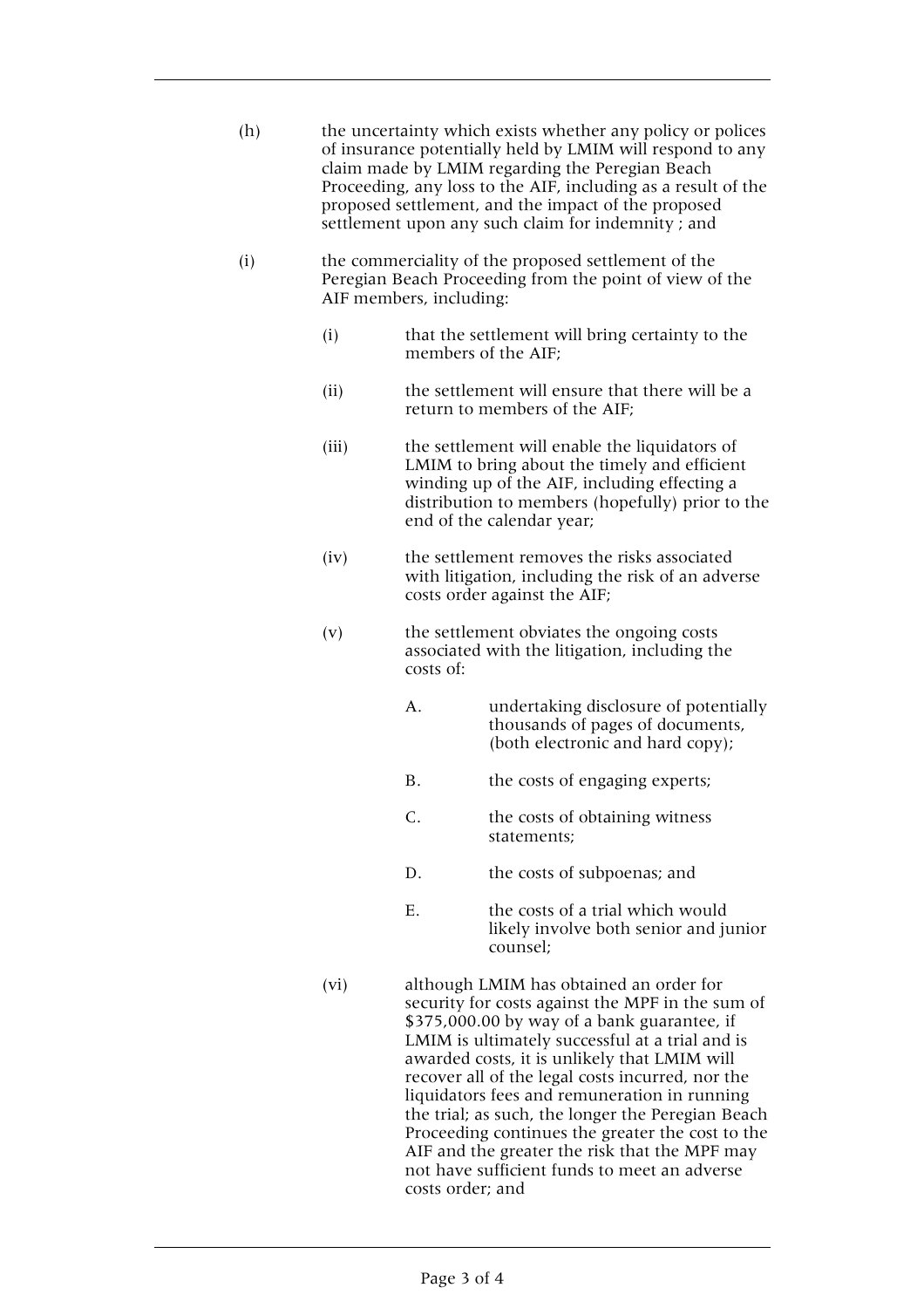(h) the uncertainty which exists whether any policy or polices of insurance potentially held by LMIM will respond to any claim made by LMIM regarding the Peregian Beach Proceeding, any loss to the AIF, including as a result of the proposed settlement, and the impact of the proposed settlement upon any such claim for indemnity ; and

(i) the commerciality of the proposed settlement of the Peregian Beach Proceeding from the point of view of the AIF members, including:

   (i) that the settlement will bring certainty to the members of the AIF;

   (ii) the settlement will ensure that there will be a return to members of the AIF;

   (iii) the settlement will enable the liquidators of LMIM to bring about the timely and efficient winding up of the AIF, including effecting a distribution to members (hopefully) prior to the end of the calendar year;

   (iv) the settlement removes the risks associated with litigation, including the risk of an adverse costs order against the AIF;

   (v) the settlement obviates the ongoing costs associated with the litigation, including the costs of:

      A. undertaking disclosure of potentially thousands of pages of documents, (both electronic and hard copy);

      B. the costs of engaging experts;

      C. the costs of obtaining witness statements;

      D. the costs of subpoenas; and

      E. the costs of a trial which would likely involve both senior and junior counsel;

   (vi) although LMIM has obtained an order for security for costs against the MPF in the sum of $375,000.00 by way of a bank guarantee, if LMIM is ultimately successful at a trial and is awarded costs, it is unlikely that LMIM will recover all of the legal costs incurred, nor the liquidators fees and remuneration in running the trial; as such, the longer the Peregian Beach Proceeding continues the greater the cost to the AIF and the greater the risk that the MPF may not have sufficient funds to meet an adverse costs order; and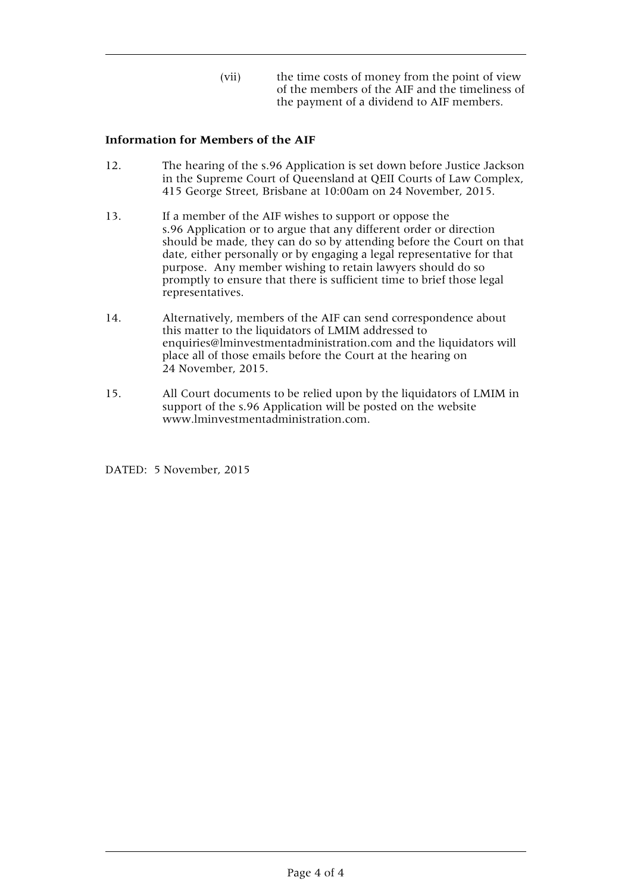(vii) the time costs of money from the point of view of the members of the AIF and the timeliness of the payment of a dividend to AIF members.

**Information for Members of the AIF**

12. The hearing of the s.96 Application is set down before Justice Jackson in the Supreme Court of Queensland at QEII Courts of Law Complex, 415 George Street, Brisbane at 10:00am on 24 November, 2015.

13. If a member of the AIF wishes to support or oppose the s.96 Application or to argue that any different order or direction should be made, they can do so by attending before the Court on that date, either personally or by engaging a legal representative for that purpose. Any member wishing to retain lawyers should do so promptly to ensure that there is sufficient time to brief those legal representatives.

14. Alternatively, members of the AIF can send correspondence about this matter to the liquidators of LMIM addressed to enquiries@lminvestmentadministration.com and the liquidators will place all of those emails before the Court at the hearing on 24 November, 2015.

15. All Court documents to be relied upon by the liquidators of LMIM in support of the s.96 Application will be posted on the website www.lminvestmentadministration.com.

DATED: 5 November, 2015